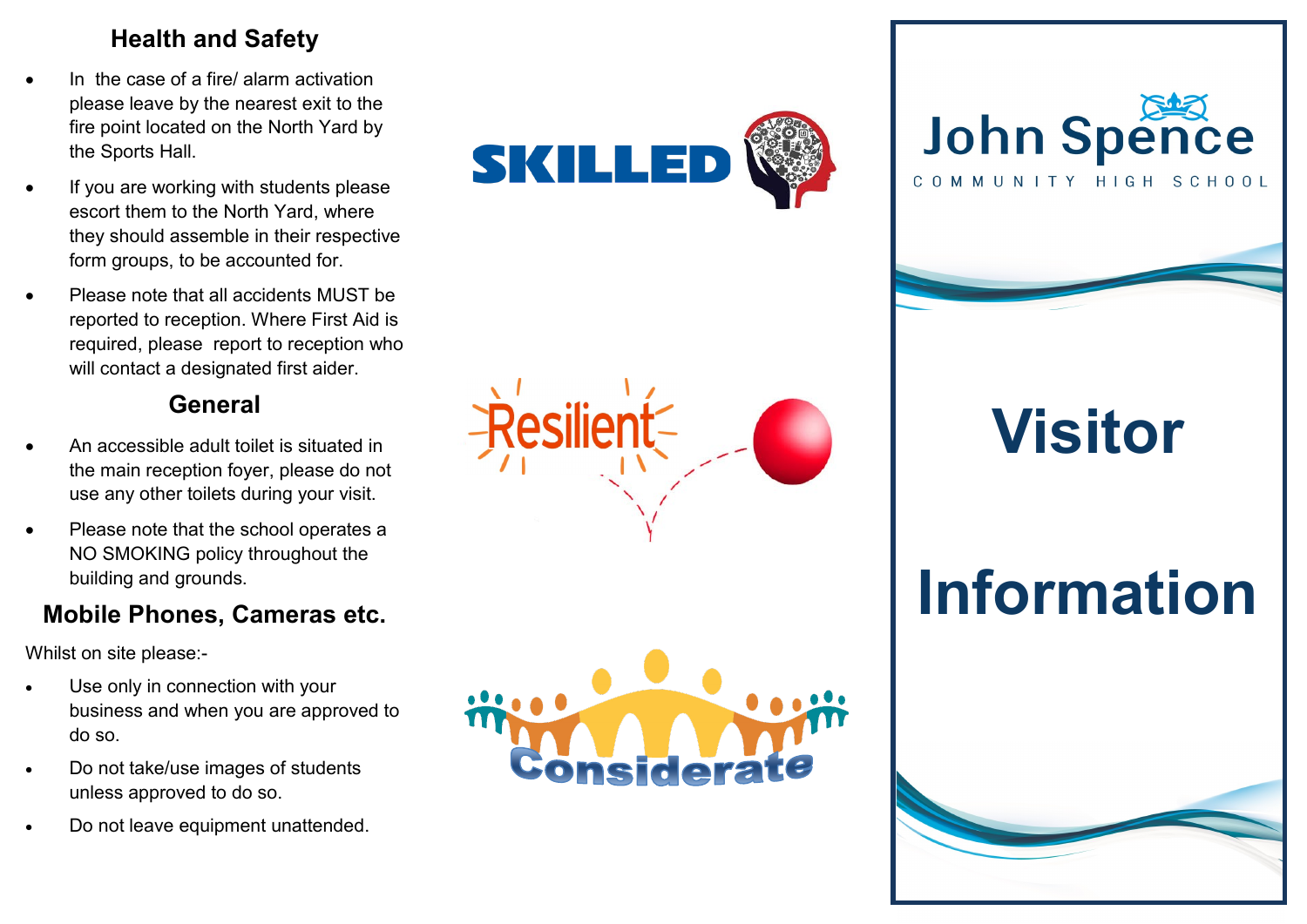## Health and Safety

- In the case of a fire/ alarm activation please leave by the nearest exit to the fire point located on the North Yard by the Sports Hall.
- If you are working with students please escort them to the North Yard, where they should assemble in their respective form groups, to be accounted for.
- Please note that all accidents MUST be reported to reception. Where First Aid is required, please report to reception who will contact a designated first aider.

## General

- An accessible adult toilet is situated in the main reception foyer, please do not use any other toilets during your visit.
- Please note that the school operates a NO SMOKING policy throughout the building and grounds.

## Mobile Phones, Cameras etc.

Whilst on site please:-

- Use only in connection with your business and when you are approved to do so.
- Do not take/use images of students unless approved to do so.
- Do not leave equipment unattended.

SKILLED

Resilient

Considerate

John Spence

COMMUNITY HIGH SCHOOL

# Visitor Information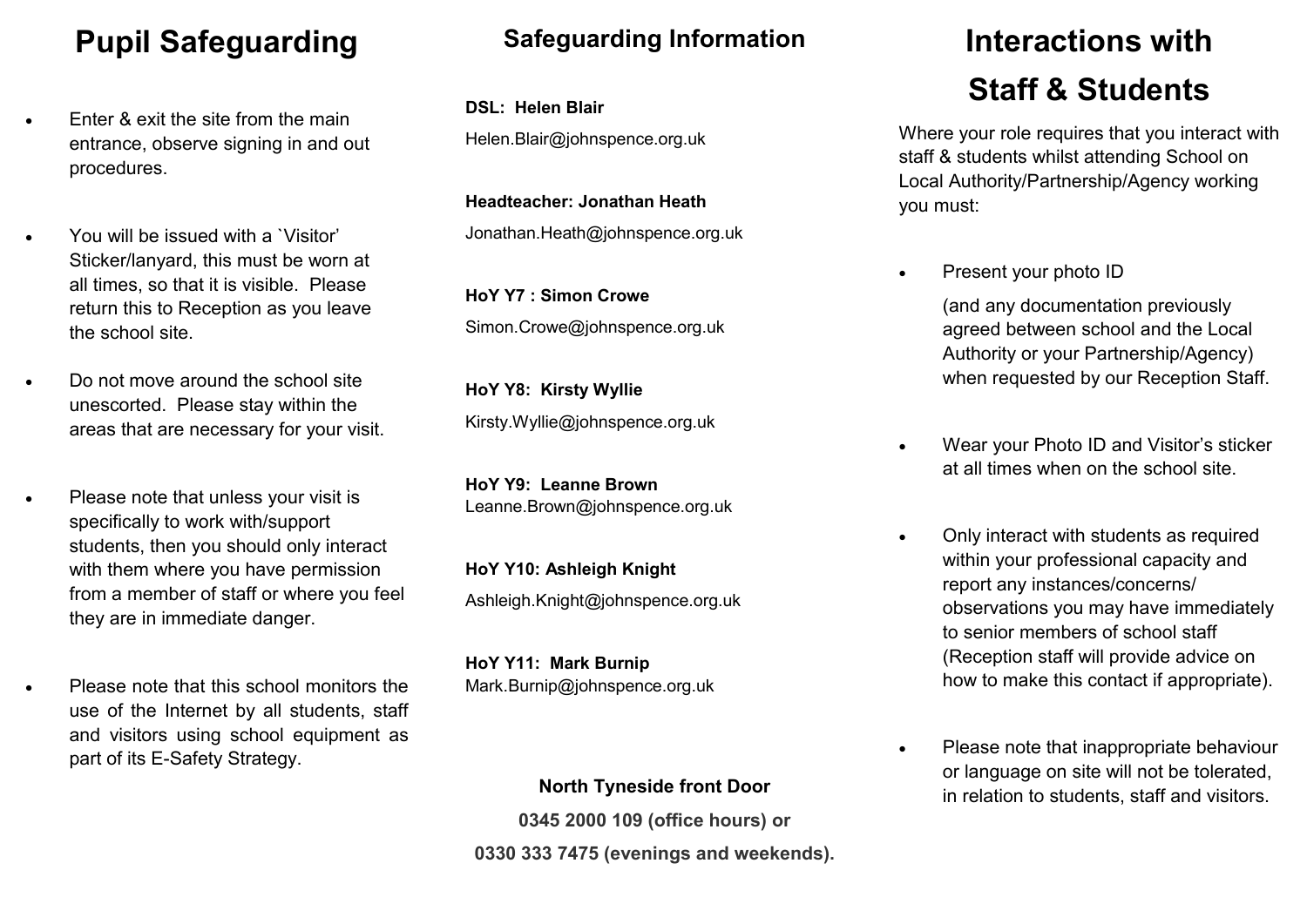# Pupil Safeguarding

- Enter & exit the site from the main entrance, observe signing in and out procedures.
- You will be issued with a `Visitor' Sticker/lanyard, this must be worn at all times, so that it is visible. Please return this to Reception as you leave the school site.
- Do not move around the school site unescorted. Please stay within the areas that are necessary for your visit.
- Please note that unless your visit is specifically to work with/support students, then you should only interact with them where you have permission from a member of staff or where you feel they are in immediate danger.
- Please note that this school monitors the use of the Internet by all students, staff and visitors using school equipment as part of its E-Safety Strategy.

## Safeguarding Information

**DSL: Helen Blair**
Helen.Blair@johnspence.org.uk

**Headteacher: Jonathan Heath**
Jonathan.Heath@johnspence.org.uk

**HoY Y7 : Simon Crowe**
Simon.Crowe@johnspence.org.uk

**HoY Y8: Kirsty Wyllie**
Kirsty.Wyllie@johnspence.org.uk

**HoY Y9: Leanne Brown**
Leanne.Brown@johnspence.org.uk

**HoY Y10: Ashleigh Knight**
Ashleigh.Knight@johnspence.org.uk

**HoY Y11: Mark Burnip**
Mark.Burnip@johnspence.org.uk

**North Tyneside front Door**

**0345 2000 109 (office hours) or**

**0330 333 7475 (evenings and weekends).**

# Interactions with Staff & Students

Where your role requires that you interact with staff & students whilst attending School on Local Authority/Partnership/Agency working you must:

- Present your photo ID

  (and any documentation previously agreed between school and the Local Authority or your Partnership/Agency) when requested by our Reception Staff.
- Wear your Photo ID and Visitor's sticker at all times when on the school site.
- Only interact with students as required within your professional capacity and report any instances/concerns/ observations you may have immediately to senior members of school staff (Reception staff will provide advice on how to make this contact if appropriate).
- Please note that inappropriate behaviour or language on site will not be tolerated, in relation to students, staff and visitors.